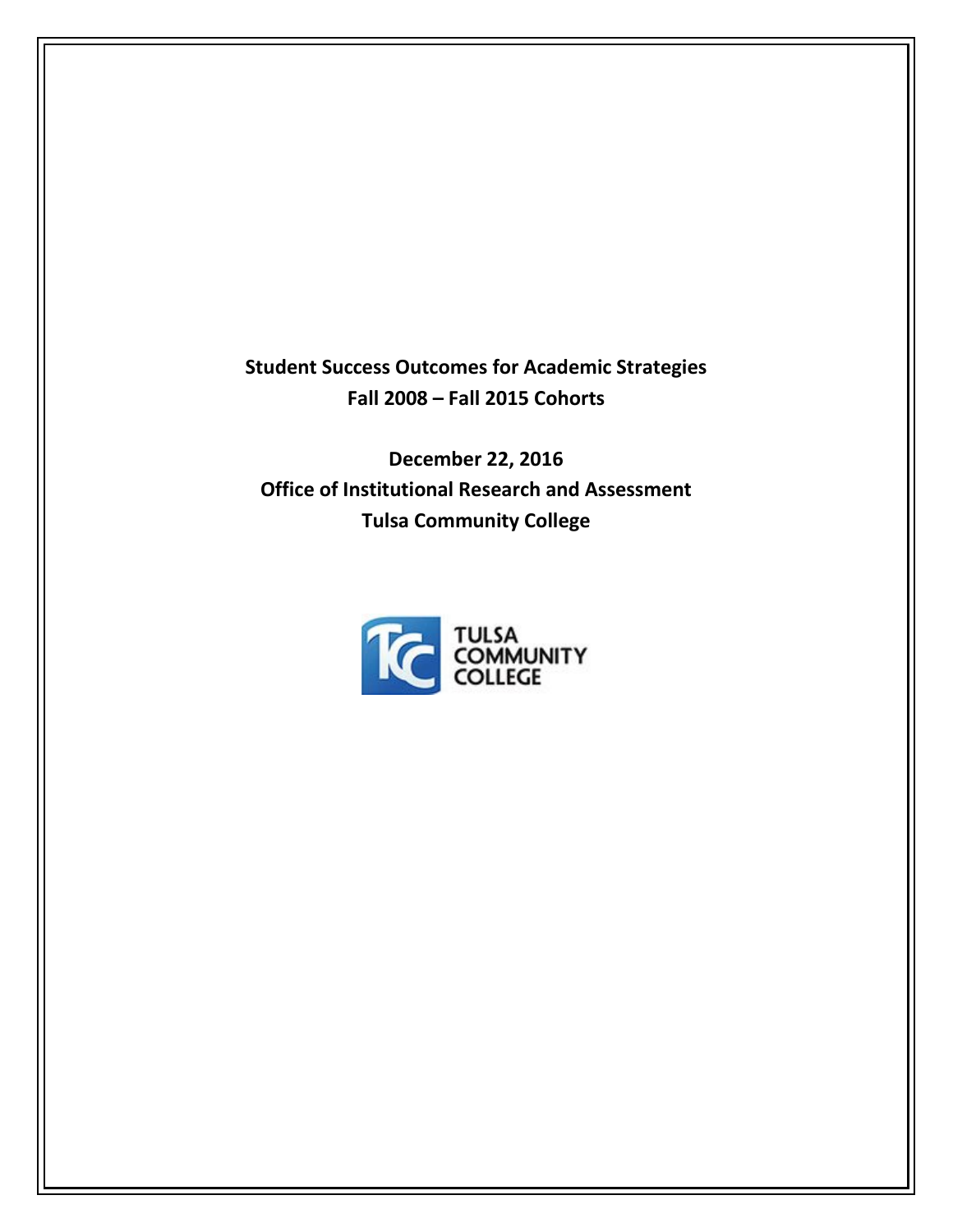# Student Success Outcomes for Academic Strategies
## Fall 2008 – Fall 2015 Cohorts

**December 22, 2016**
**Office of Institutional Research and Assessment**
**Tulsa Community College**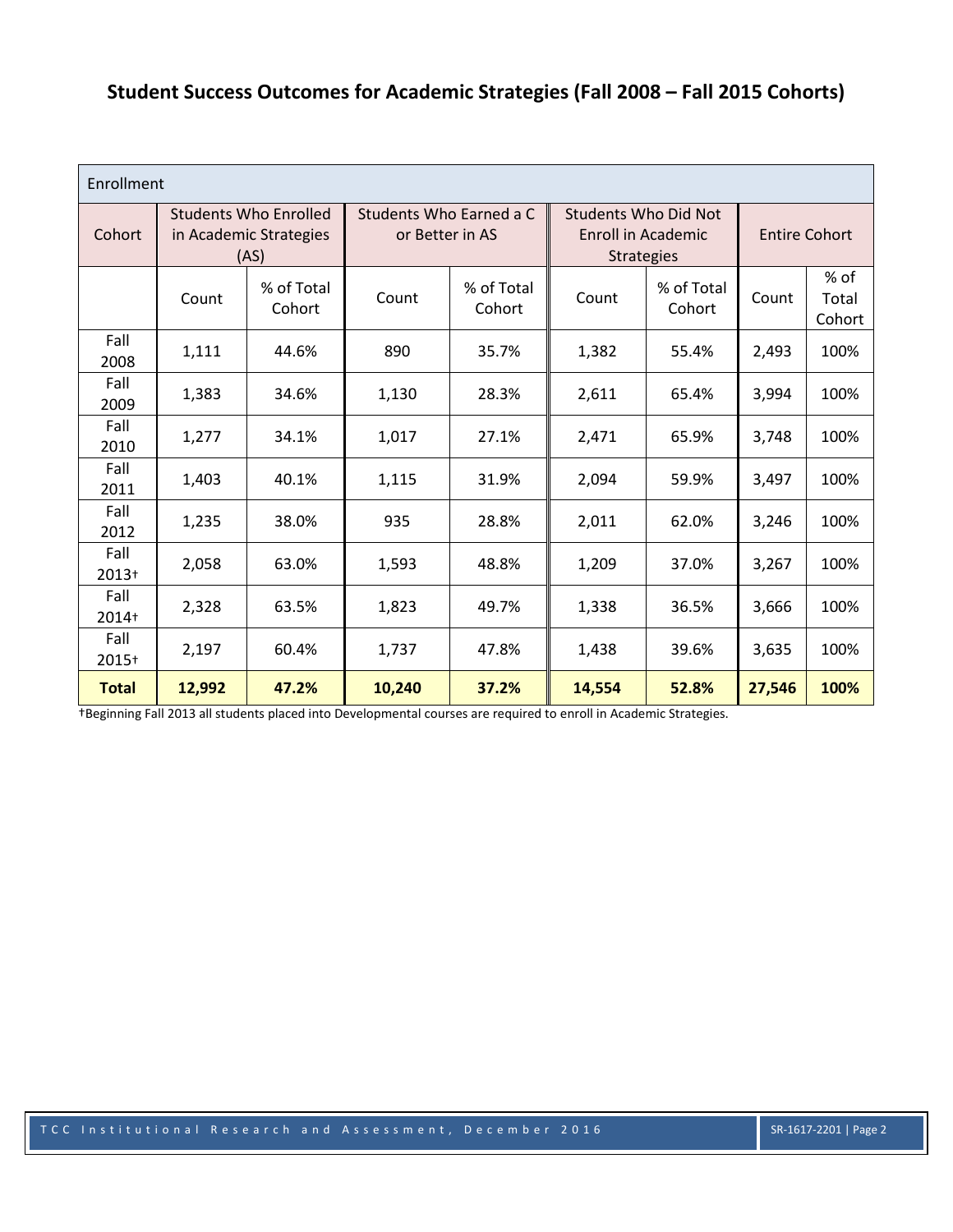# Student Success Outcomes for Academic Strategies (Fall 2008 – Fall 2015 Cohorts)

| Enrollment | | | | | | | | |
|---|---|---|---|---|---|---|---|---|
| Cohort | Students Who Enrolled in Academic Strategies (AS) | | Students Who Earned a C or Better in AS | | Students Who Did Not Enroll in Academic Strategies | | Entire Cohort | |
| | Count | % of Total Cohort | Count | % of Total Cohort | Count | % of Total Cohort | Count | % of Total Cohort |
| Fall 2008 | 1,111 | 44.6% | 890 | 35.7% | 1,382 | 55.4% | 2,493 | 100% |
| Fall 2009 | 1,383 | 34.6% | 1,130 | 28.3% | 2,611 | 65.4% | 3,994 | 100% |
| Fall 2010 | 1,277 | 34.1% | 1,017 | 27.1% | 2,471 | 65.9% | 3,748 | 100% |
| Fall 2011 | 1,403 | 40.1% | 1,115 | 31.9% | 2,094 | 59.9% | 3,497 | 100% |
| Fall 2012 | 1,235 | 38.0% | 935 | 28.8% | 2,011 | 62.0% | 3,246 | 100% |
| Fall 2013† | 2,058 | 63.0% | 1,593 | 48.8% | 1,209 | 37.0% | 3,267 | 100% |
| Fall 2014† | 2,328 | 63.5% | 1,823 | 49.7% | 1,338 | 36.5% | 3,666 | 100% |
| Fall 2015† | 2,197 | 60.4% | 1,737 | 47.8% | 1,438 | 39.6% | 3,635 | 100% |
| **Total** | **12,992** | **47.2%** | **10,240** | **37.2%** | **14,554** | **52.8%** | **27,546** | **100%** |

†Beginning Fall 2013 all students placed into Developmental courses are required to enroll in Academic Strategies.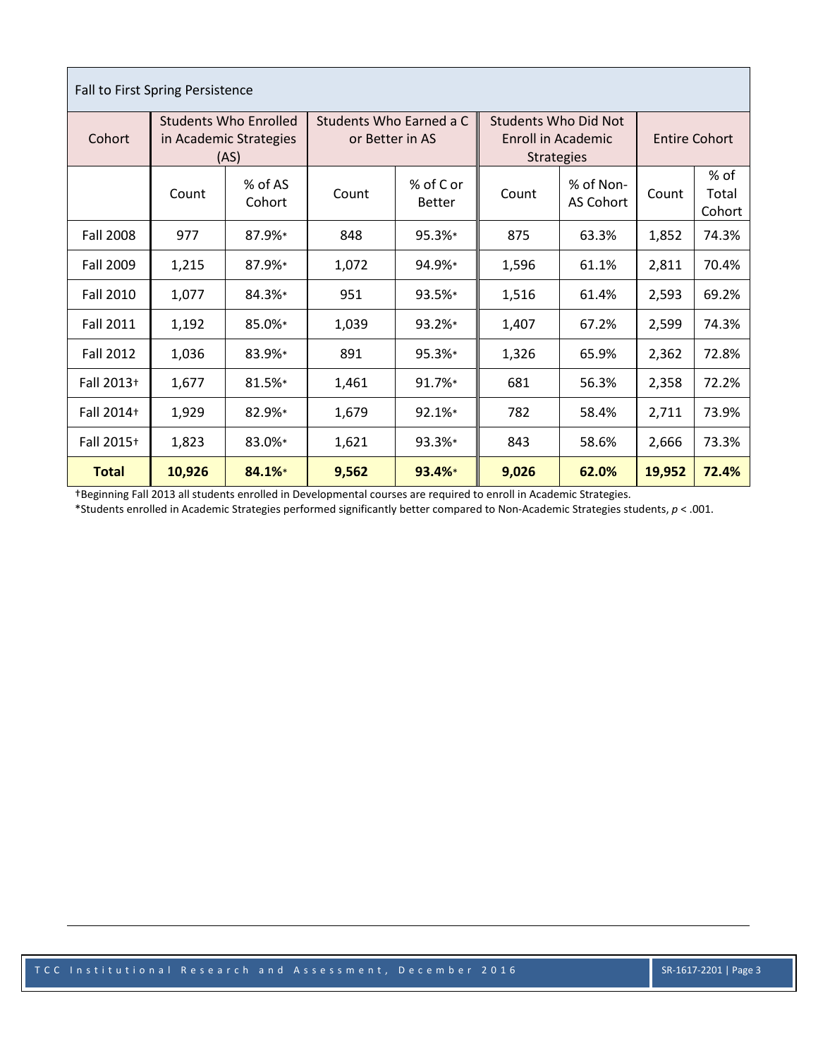| Fall to First Spring Persistence | | | | | | | | |
|---|---|---|---|---|---|---|---|---|
| Cohort | Students Who Enrolled in Academic Strategies (AS) | | Students Who Earned a C or Better in AS | | Students Who Did Not Enroll in Academic Strategies | | Entire Cohort | |
| | Count | % of AS Cohort | Count | % of C or Better | Count | % of Non-AS Cohort | Count | % of Total Cohort |
| Fall 2008 | 977 | 87.9%* | 848 | 95.3%* | 875 | 63.3% | 1,852 | 74.3% |
| Fall 2009 | 1,215 | 87.9%* | 1,072 | 94.9%* | 1,596 | 61.1% | 2,811 | 70.4% |
| Fall 2010 | 1,077 | 84.3%* | 951 | 93.5%* | 1,516 | 61.4% | 2,593 | 69.2% |
| Fall 2011 | 1,192 | 85.0%* | 1,039 | 93.2%* | 1,407 | 67.2% | 2,599 | 74.3% |
| Fall 2012 | 1,036 | 83.9%* | 891 | 95.3%* | 1,326 | 65.9% | 2,362 | 72.8% |
| Fall 2013† | 1,677 | 81.5%* | 1,461 | 91.7%* | 681 | 56.3% | 2,358 | 72.2% |
| Fall 2014† | 1,929 | 82.9%* | 1,679 | 92.1%* | 782 | 58.4% | 2,711 | 73.9% |
| Fall 2015† | 1,823 | 83.0%* | 1,621 | 93.3%* | 843 | 58.6% | 2,666 | 73.3% |
| **Total** | **10,926** | **84.1%*** | **9,562** | **93.4%*** | **9,026** | **62.0%** | **19,952** | **72.4%** |

†Beginning Fall 2013 all students enrolled in Developmental courses are required to enroll in Academic Strategies.

*Students enrolled in Academic Strategies performed significantly better compared to Non-Academic Strategies students, $p < .001$.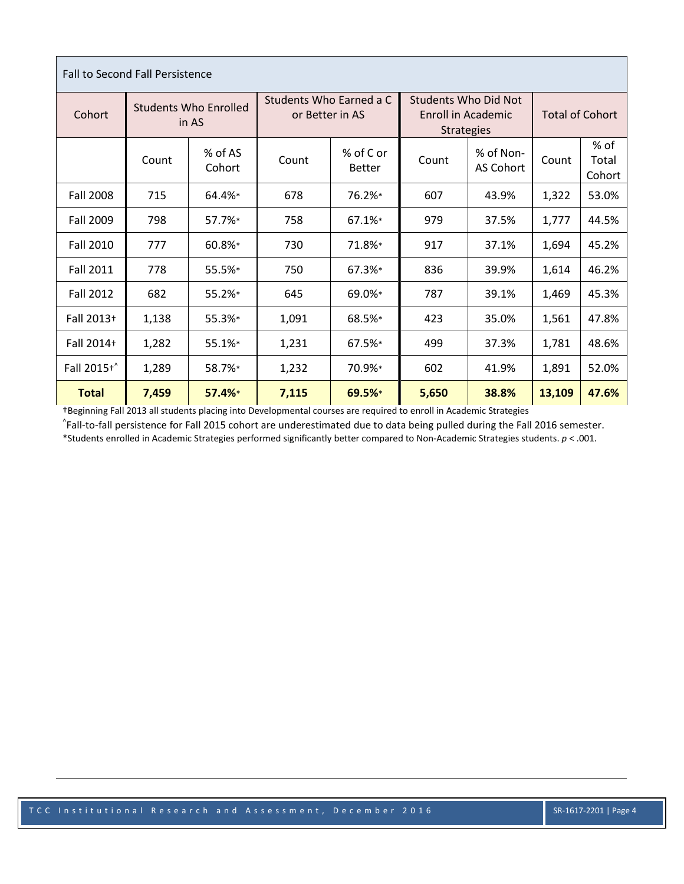| Fall to Second Fall Persistence | | | | | | | | |
|---|---|---|---|---|---|---|---|---|
| Cohort | Students Who Enrolled in AS | | Students Who Earned a C or Better in AS | | Students Who Did Not Enroll in Academic Strategies | | Total of Cohort | |
| | Count | % of AS Cohort | Count | % of C or Better | Count | % of Non-AS Cohort | Count | % of Total Cohort |
| Fall 2008 | 715 | 64.4%* | 678 | 76.2%* | 607 | 43.9% | 1,322 | 53.0% |
| Fall 2009 | 798 | 57.7%* | 758 | 67.1%* | 979 | 37.5% | 1,777 | 44.5% |
| Fall 2010 | 777 | 60.8%* | 730 | 71.8%* | 917 | 37.1% | 1,694 | 45.2% |
| Fall 2011 | 778 | 55.5%* | 750 | 67.3%* | 836 | 39.9% | 1,614 | 46.2% |
| Fall 2012 | 682 | 55.2%* | 645 | 69.0%* | 787 | 39.1% | 1,469 | 45.3% |
| Fall 2013† | 1,138 | 55.3%* | 1,091 | 68.5%* | 423 | 35.0% | 1,561 | 47.8% |
| Fall 2014† | 1,282 | 55.1%* | 1,231 | 67.5%* | 499 | 37.3% | 1,781 | 48.6% |
| Fall 2015†^ | 1,289 | 58.7%* | 1,232 | 70.9%* | 602 | 41.9% | 1,891 | 52.0% |
| **Total** | **7,459** | **57.4%*** | **7,115** | **69.5%*** | **5,650** | **38.8%** | **13,109** | **47.6%** |

†Beginning Fall 2013 all students placing into Developmental courses are required to enroll in Academic Strategies

^Fall-to-fall persistence for Fall 2015 cohort are underestimated due to data being pulled during the Fall 2016 semester.

*Students enrolled in Academic Strategies performed significantly better compared to Non-Academic Strategies students. $p < .001$.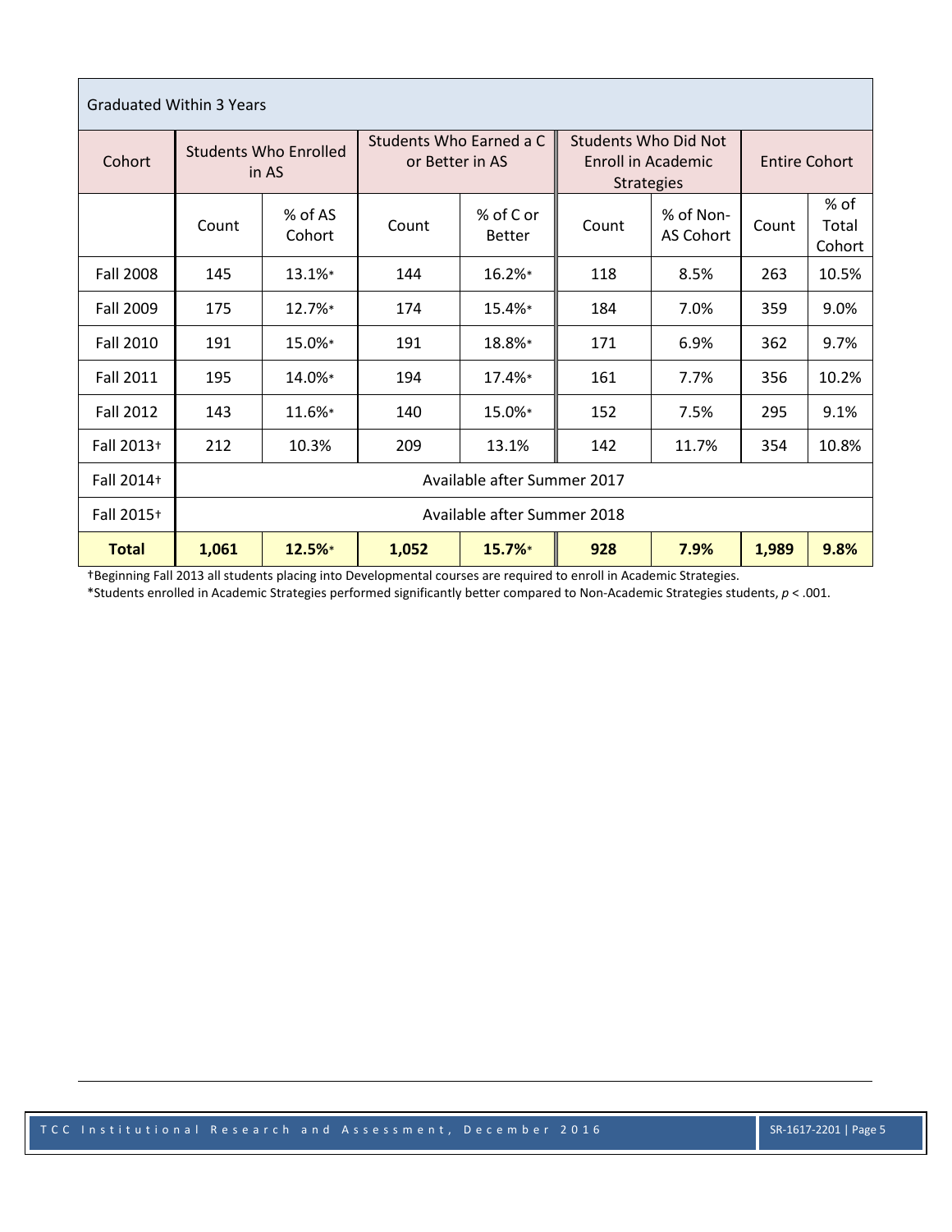| Graduated Within 3 Years | | | | | | | | |
|---|---|---|---|---|---|---|---|---|
| Cohort | Students Who Enrolled in AS | | Students Who Earned a C or Better in AS | | Students Who Did Not Enroll in Academic Strategies | | Entire Cohort | |
| | Count | % of AS Cohort | Count | % of C or Better | Count | % of Non-AS Cohort | Count | % of Total Cohort |
| Fall 2008 | 145 | 13.1%* | 144 | 16.2%* | 118 | 8.5% | 263 | 10.5% |
| Fall 2009 | 175 | 12.7%* | 174 | 15.4%* | 184 | 7.0% | 359 | 9.0% |
| Fall 2010 | 191 | 15.0%* | 191 | 18.8%* | 171 | 6.9% | 362 | 9.7% |
| Fall 2011 | 195 | 14.0%* | 194 | 17.4%* | 161 | 7.7% | 356 | 10.2% |
| Fall 2012 | 143 | 11.6%* | 140 | 15.0%* | 152 | 7.5% | 295 | 9.1% |
| Fall 2013† | 212 | 10.3% | 209 | 13.1% | 142 | 11.7% | 354 | 10.8% |
| Fall 2014† | Available after Summer 2017 | | | | | | | |
| Fall 2015† | Available after Summer 2018 | | | | | | | |
| **Total** | **1,061** | **12.5%*** | **1,052** | **15.7%*** | **928** | **7.9%** | **1,989** | **9.8%** |

†Beginning Fall 2013 all students placing into Developmental courses are required to enroll in Academic Strategies.

*Students enrolled in Academic Strategies performed significantly better compared to Non-Academic Strategies students, $p < .001$.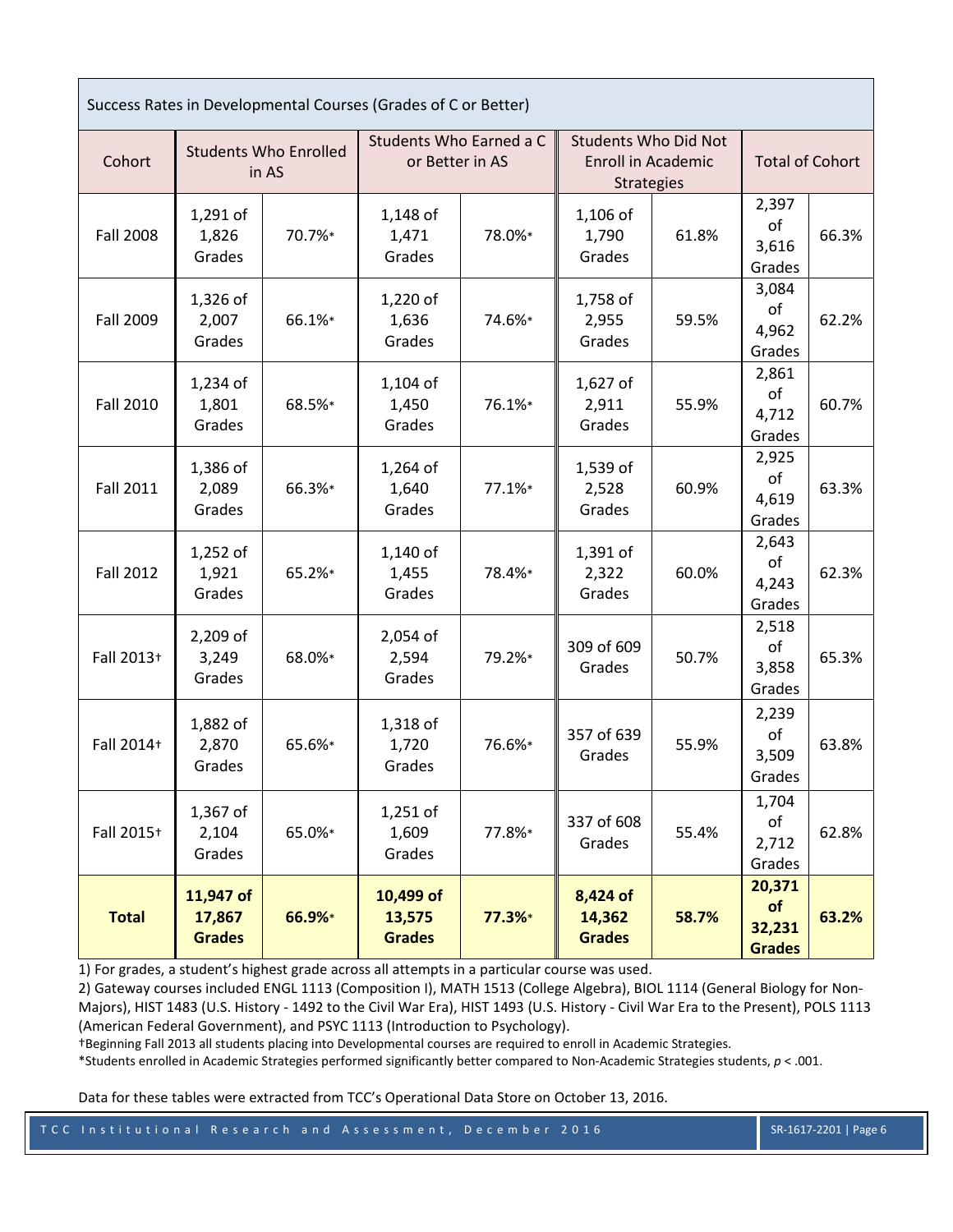| Success Rates in Developmental Courses (Grades of C or Better) | | | | | | | | |
|---|---|---|---|---|---|---|---|---|
| Cohort | Students Who Enrolled in AS | | Students Who Earned a C or Better in AS | | Students Who Did Not Enroll in Academic Strategies | | Total of Cohort | |
| Fall 2008 | 1,291 of 1,826 Grades | 70.7%* | 1,148 of 1,471 Grades | 78.0%* | 1,106 of 1,790 Grades | 61.8% | 2,397 of 3,616 Grades | 66.3% |
| Fall 2009 | 1,326 of 2,007 Grades | 66.1%* | 1,220 of 1,636 Grades | 74.6%* | 1,758 of 2,955 Grades | 59.5% | 3,084 of 4,962 Grades | 62.2% |
| Fall 2010 | 1,234 of 1,801 Grades | 68.5%* | 1,104 of 1,450 Grades | 76.1%* | 1,627 of 2,911 Grades | 55.9% | 2,861 of 4,712 Grades | 60.7% |
| Fall 2011 | 1,386 of 2,089 Grades | 66.3%* | 1,264 of 1,640 Grades | 77.1%* | 1,539 of 2,528 Grades | 60.9% | 2,925 of 4,619 Grades | 63.3% |
| Fall 2012 | 1,252 of 1,921 Grades | 65.2%* | 1,140 of 1,455 Grades | 78.4%* | 1,391 of 2,322 Grades | 60.0% | 2,643 of 4,243 Grades | 62.3% |
| Fall 2013† | 2,209 of 3,249 Grades | 68.0%* | 2,054 of 2,594 Grades | 79.2%* | 309 of 609 Grades | 50.7% | 2,518 of 3,858 Grades | 65.3% |
| Fall 2014† | 1,882 of 2,870 Grades | 65.6%* | 1,318 of 1,720 Grades | 76.6%* | 357 of 639 Grades | 55.9% | 2,239 of 3,509 Grades | 63.8% |
| Fall 2015† | 1,367 of 2,104 Grades | 65.0%* | 1,251 of 1,609 Grades | 77.8%* | 337 of 608 Grades | 55.4% | 1,704 of 2,712 Grades | 62.8% |
| **Total** | **11,947 of 17,867 Grades** | **66.9%*** | **10,499 of 13,575 Grades** | **77.3%*** | **8,424 of 14,362 Grades** | **58.7%** | **20,371 of 32,231 Grades** | **63.2%** |

1) For grades, a student's highest grade across all attempts in a particular course was used.

2) Gateway courses included ENGL 1113 (Composition I), MATH 1513 (College Algebra), BIOL 1114 (General Biology for Non-Majors), HIST 1483 (U.S. History - 1492 to the Civil War Era), HIST 1493 (U.S. History - Civil War Era to the Present), POLS 1113 (American Federal Government), and PSYC 1113 (Introduction to Psychology).

†Beginning Fall 2013 all students placing into Developmental courses are required to enroll in Academic Strategies.

*Students enrolled in Academic Strategies performed significantly better compared to Non-Academic Strategies students, $p < .001$.

Data for these tables were extracted from TCC's Operational Data Store on October 13, 2016.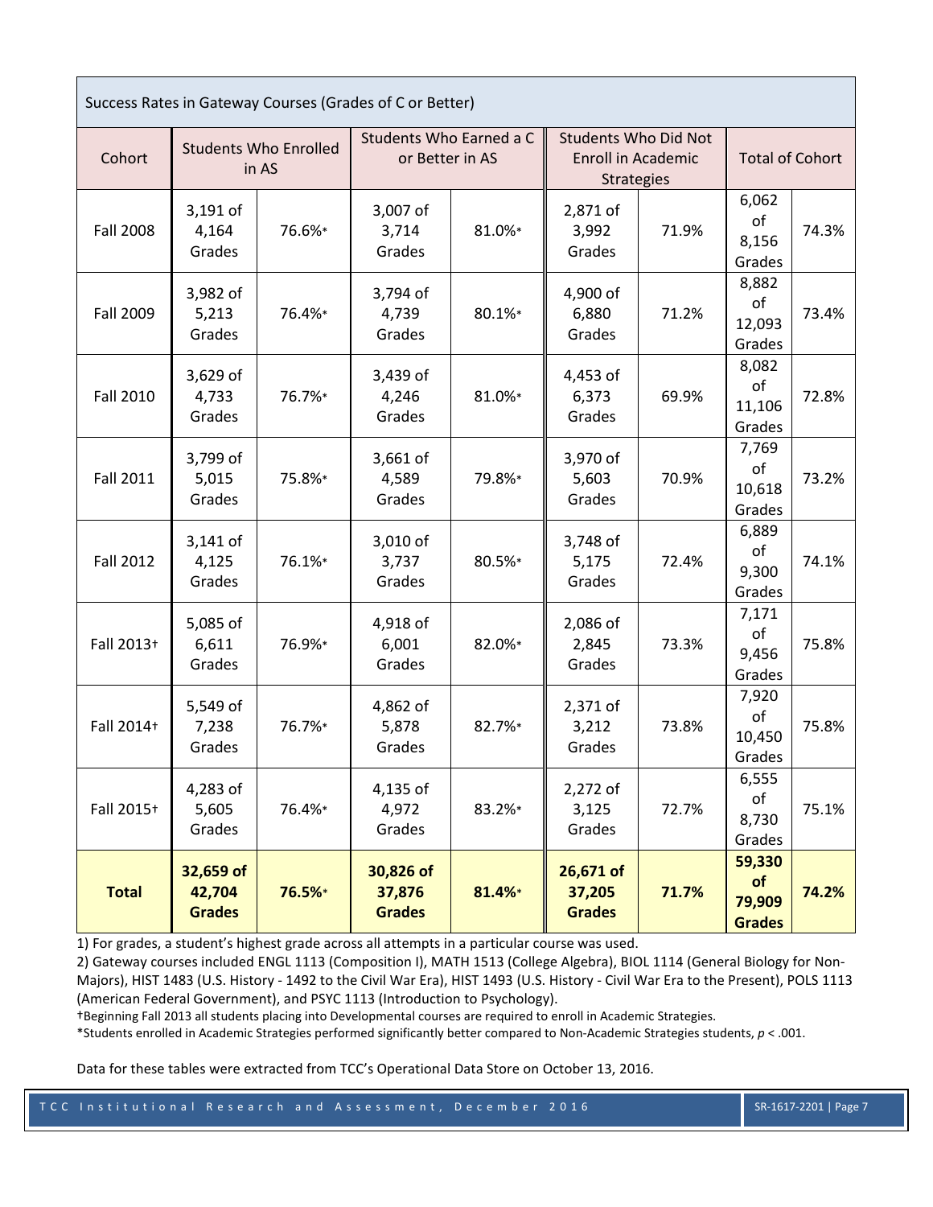| Success Rates in Gateway Courses (Grades of C or Better) | | | | | | | | |
|---|---|---|---|---|---|---|---|---|
| Cohort | Students Who Enrolled in AS | | Students Who Earned a C or Better in AS | | Students Who Did Not Enroll in Academic Strategies | | Total of Cohort | |
| Fall 2008 | 3,191 of 4,164 Grades | 76.6%* | 3,007 of 3,714 Grades | 81.0%* | 2,871 of 3,992 Grades | 71.9% | 6,062 of 8,156 Grades | 74.3% |
| Fall 2009 | 3,982 of 5,213 Grades | 76.4%* | 3,794 of 4,739 Grades | 80.1%* | 4,900 of 6,880 Grades | 71.2% | 8,882 of 12,093 Grades | 73.4% |
| Fall 2010 | 3,629 of 4,733 Grades | 76.7%* | 3,439 of 4,246 Grades | 81.0%* | 4,453 of 6,373 Grades | 69.9% | 8,082 of 11,106 Grades | 72.8% |
| Fall 2011 | 3,799 of 5,015 Grades | 75.8%* | 3,661 of 4,589 Grades | 79.8%* | 3,970 of 5,603 Grades | 70.9% | 7,769 of 10,618 Grades | 73.2% |
| Fall 2012 | 3,141 of 4,125 Grades | 76.1%* | 3,010 of 3,737 Grades | 80.5%* | 3,748 of 5,175 Grades | 72.4% | 6,889 of 9,300 Grades | 74.1% |
| Fall 2013† | 5,085 of 6,611 Grades | 76.9%* | 4,918 of 6,001 Grades | 82.0%* | 2,086 of 2,845 Grades | 73.3% | 7,171 of 9,456 Grades | 75.8% |
| Fall 2014† | 5,549 of 7,238 Grades | 76.7%* | 4,862 of 5,878 Grades | 82.7%* | 2,371 of 3,212 Grades | 73.8% | 7,920 of 10,450 Grades | 75.8% |
| Fall 2015† | 4,283 of 5,605 Grades | 76.4%* | 4,135 of 4,972 Grades | 83.2%* | 2,272 of 3,125 Grades | 72.7% | 6,555 of 8,730 Grades | 75.1% |
| **Total** | **32,659 of 42,704 Grades** | **76.5%*** | **30,826 of 37,876 Grades** | **81.4%*** | **26,671 of 37,205 Grades** | **71.7%** | **59,330 of 79,909 Grades** | **74.2%** |

1) For grades, a student's highest grade across all attempts in a particular course was used.

2) Gateway courses included ENGL 1113 (Composition I), MATH 1513 (College Algebra), BIOL 1114 (General Biology for Non-Majors), HIST 1483 (U.S. History - 1492 to the Civil War Era), HIST 1493 (U.S. History - Civil War Era to the Present), POLS 1113 (American Federal Government), and PSYC 1113 (Introduction to Psychology).

†Beginning Fall 2013 all students placing into Developmental courses are required to enroll in Academic Strategies.

*Students enrolled in Academic Strategies performed significantly better compared to Non-Academic Strategies students, $p < .001$.

Data for these tables were extracted from TCC's Operational Data Store on October 13, 2016.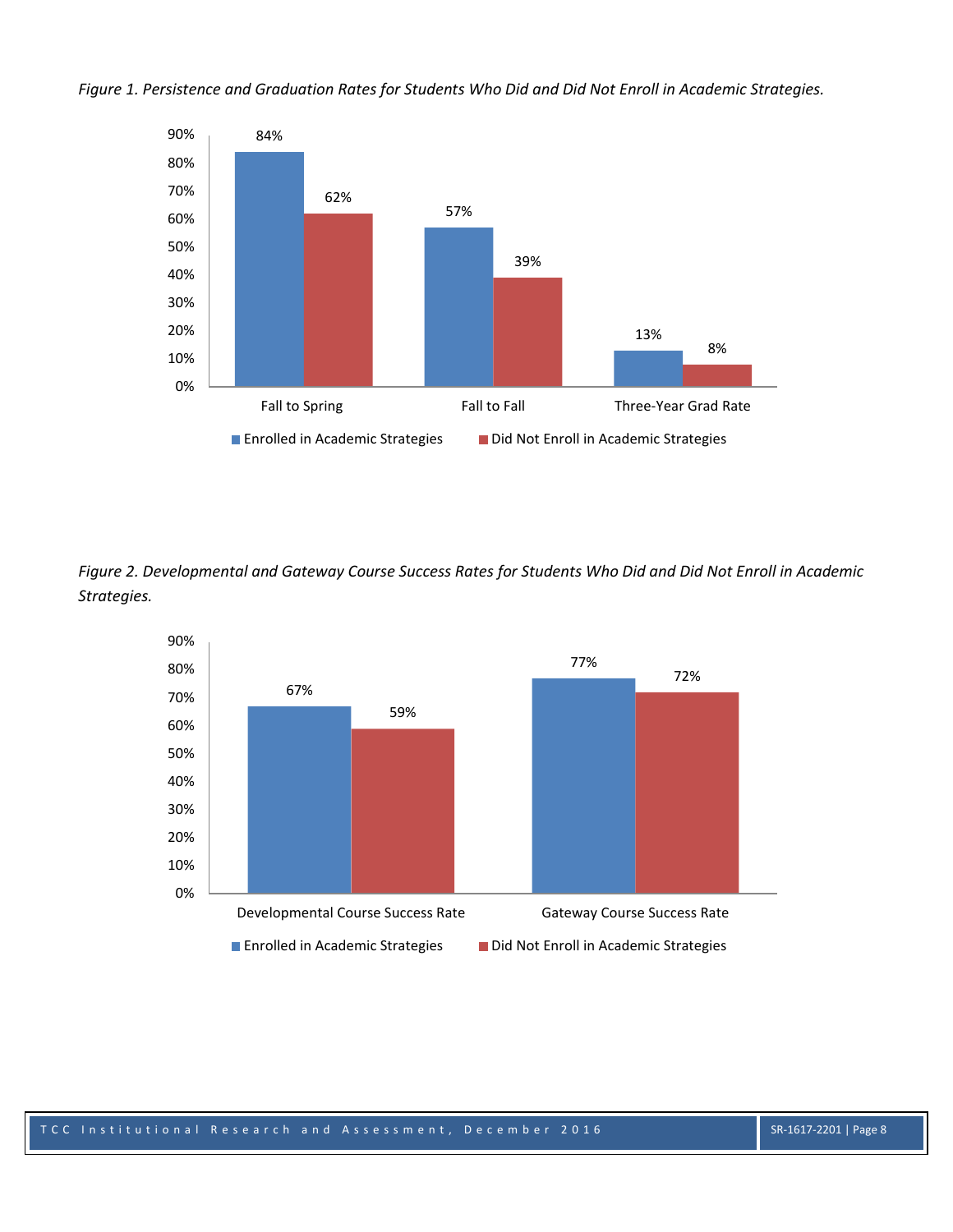*Figure 1. Persistence and Graduation Rates for Students Who Did and Did Not Enroll in Academic Strategies.*

90%
80%
70%
60%
50%
40%
30%
20%
10%
0%

84%
62%
57%
39%
13%
8%

Fall to Spring
Fall to Fall
Three-Year Grad Rate

Enrolled in Academic Strategies
Did Not Enroll in Academic Strategies

*Figure 2. Developmental and Gateway Course Success Rates for Students Who Did and Did Not Enroll in Academic Strategies.*

90%
80%
70%
60%
50%
40%
30%
20%
10%
0%

67%
59%
77%
72%

Developmental Course Success Rate
Gateway Course Success Rate

Enrolled in Academic Strategies
Did Not Enroll in Academic Strategies